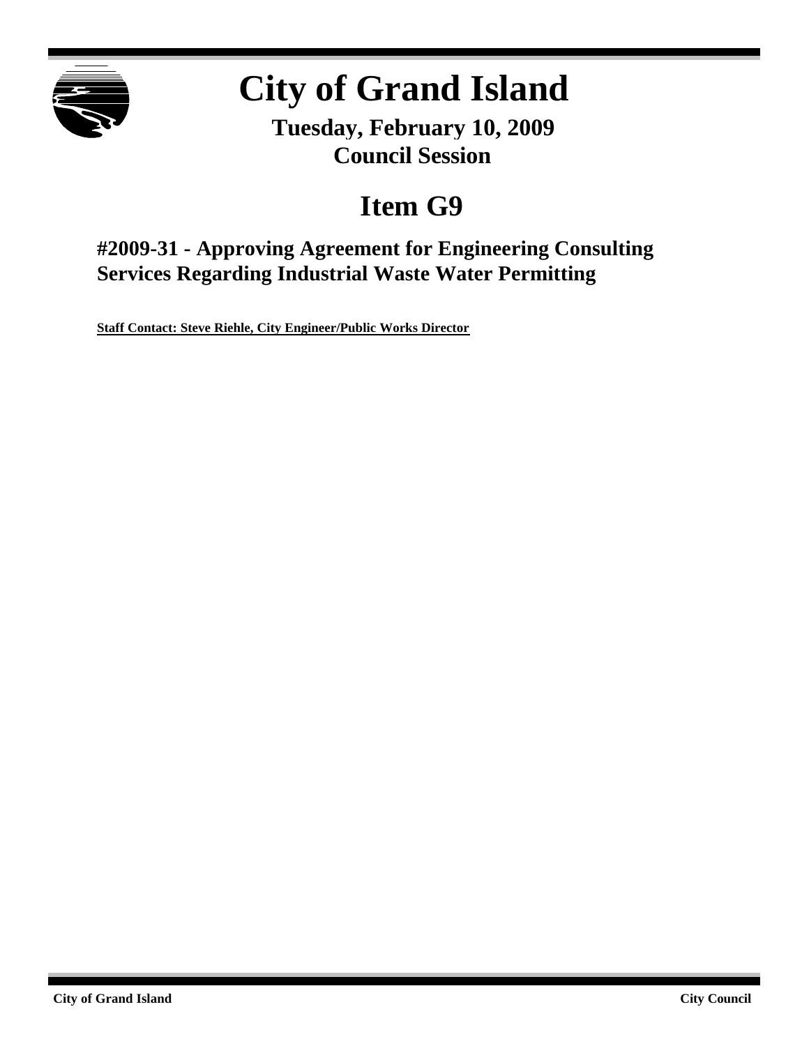# City of Grand Island

**Tuesday, February 10, 2009**
**Council Session**

# Item G9

## #2009-31 - Approving Agreement for Engineering Consulting Services Regarding Industrial Waste Water Permitting

**Staff Contact: Steve Riehle, City Engineer/Public Works Director**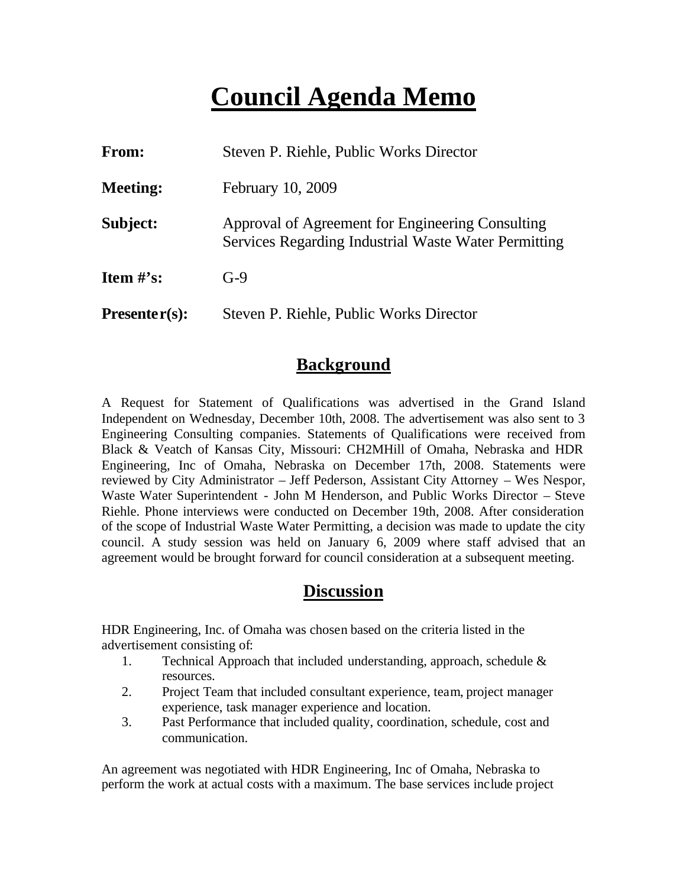// Council Agenda Memo

# Council Agenda Memo

**From:** Steven P. Riehle, Public Works Director

**Meeting:** February 10, 2009

**Subject:** Approval of Agreement for Engineering Consulting Services Regarding Industrial Waste Water Permitting

**Item #'s:** G-9

**Presenter(s):** Steven P. Riehle, Public Works Director

## Background

A Request for Statement of Qualifications was advertised in the Grand Island Independent on Wednesday, December 10th, 2008. The advertisement was also sent to 3 Engineering Consulting companies. Statements of Qualifications were received from Black & Veatch of Kansas City, Missouri: CH2MHill of Omaha, Nebraska and HDR Engineering, Inc of Omaha, Nebraska on December 17th, 2008. Statements were reviewed by City Administrator – Jeff Pederson, Assistant City Attorney – Wes Nespor, Waste Water Superintendent - John M Henderson, and Public Works Director – Steve Riehle. Phone interviews were conducted on December 19th, 2008. After consideration of the scope of Industrial Waste Water Permitting, a decision was made to update the city council. A study session was held on January 6, 2009 where staff advised that an agreement would be brought forward for council consideration at a subsequent meeting.

## Discussion

HDR Engineering, Inc. of Omaha was chosen based on the criteria listed in the advertisement consisting of:

1. Technical Approach that included understanding, approach, schedule & resources.
2. Project Team that included consultant experience, team, project manager experience, task manager experience and location.
3. Past Performance that included quality, coordination, schedule, cost and communication.

An agreement was negotiated with HDR Engineering, Inc of Omaha, Nebraska to perform the work at actual costs with a maximum. The base services include project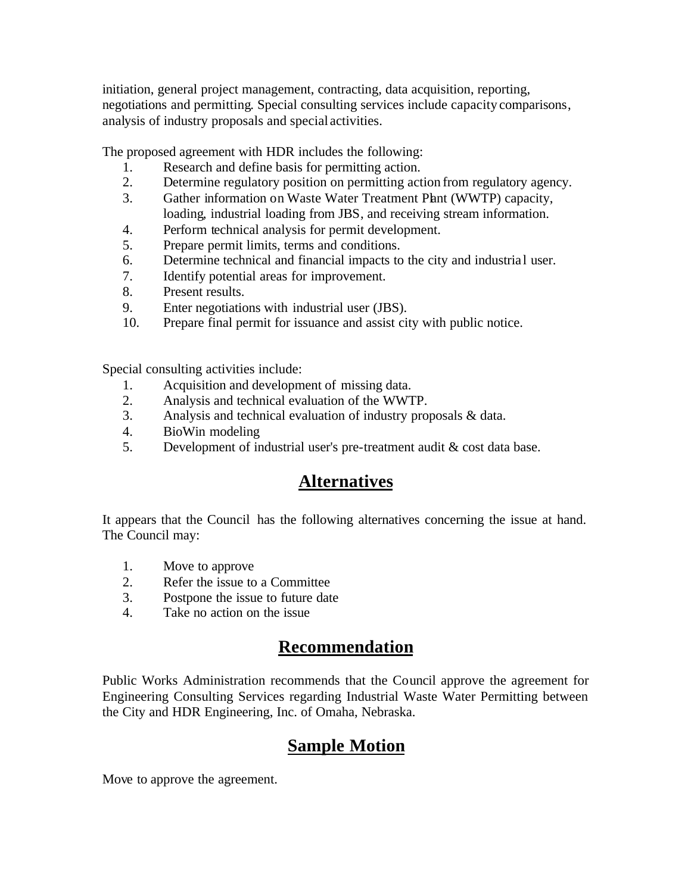initiation, general project management, contracting, data acquisition, reporting, negotiations and permitting. Special consulting services include capacity comparisons, analysis of industry proposals and special activities.

The proposed agreement with HDR includes the following:

1. Research and define basis for permitting action.
2. Determine regulatory position on permitting action from regulatory agency.
3. Gather information on Waste Water Treatment Plant (WWTP) capacity, loading, industrial loading from JBS, and receiving stream information.
4. Perform technical analysis for permit development.
5. Prepare permit limits, terms and conditions.
6. Determine technical and financial impacts to the city and industrial user.
7. Identify potential areas for improvement.
8. Present results.
9. Enter negotiations with industrial user (JBS).
10. Prepare final permit for issuance and assist city with public notice.

Special consulting activities include:

1. Acquisition and development of missing data.
2. Analysis and technical evaluation of the WWTP.
3. Analysis and technical evaluation of industry proposals & data.
4. BioWin modeling
5. Development of industrial user's pre-treatment audit & cost data base.

## Alternatives

It appears that the Council has the following alternatives concerning the issue at hand. The Council may:

1. Move to approve
2. Refer the issue to a Committee
3. Postpone the issue to future date
4. Take no action on the issue

## Recommendation

Public Works Administration recommends that the Council approve the agreement for Engineering Consulting Services regarding Industrial Waste Water Permitting between the City and HDR Engineering, Inc. of Omaha, Nebraska.

## Sample Motion

Move to approve the agreement.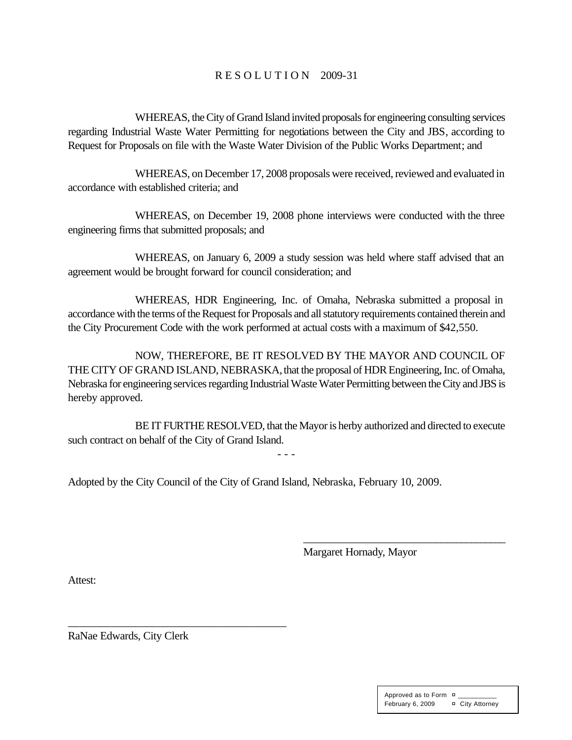# R E S O L U T I O N 2009-31

WHEREAS, the City of Grand Island invited proposals for engineering consulting services regarding Industrial Waste Water Permitting for negotiations between the City and JBS, according to Request for Proposals on file with the Waste Water Division of the Public Works Department; and

WHEREAS, on December 17, 2008 proposals were received, reviewed and evaluated in accordance with established criteria; and

WHEREAS, on December 19, 2008 phone interviews were conducted with the three engineering firms that submitted proposals; and

WHEREAS, on January 6, 2009 a study session was held where staff advised that an agreement would be brought forward for council consideration; and

WHEREAS, HDR Engineering, Inc. of Omaha, Nebraska submitted a proposal in accordance with the terms of the Request for Proposals and all statutory requirements contained therein and the City Procurement Code with the work performed at actual costs with a maximum of $42,550.

NOW, THEREFORE, BE IT RESOLVED BY THE MAYOR AND COUNCIL OF THE CITY OF GRAND ISLAND, NEBRASKA, that the proposal of HDR Engineering, Inc. of Omaha, Nebraska for engineering services regarding Industrial Waste Water Permitting between the City and JBS is hereby approved.

BE IT FURTHE RESOLVED, that the Mayor is herby authorized and directed to execute such contract on behalf of the City of Grand Island.

- - -

Adopted by the City Council of the City of Grand Island, Nebraska, February 10, 2009.

_____________________________________
Margaret Hornady, Mayor

Attest:

_______________________________________
RaNae Edwards, City Clerk

| | |
|---|---|
| Approved as to Form | ¤ __________ |
| February 6, 2009 | ¤ City Attorney |